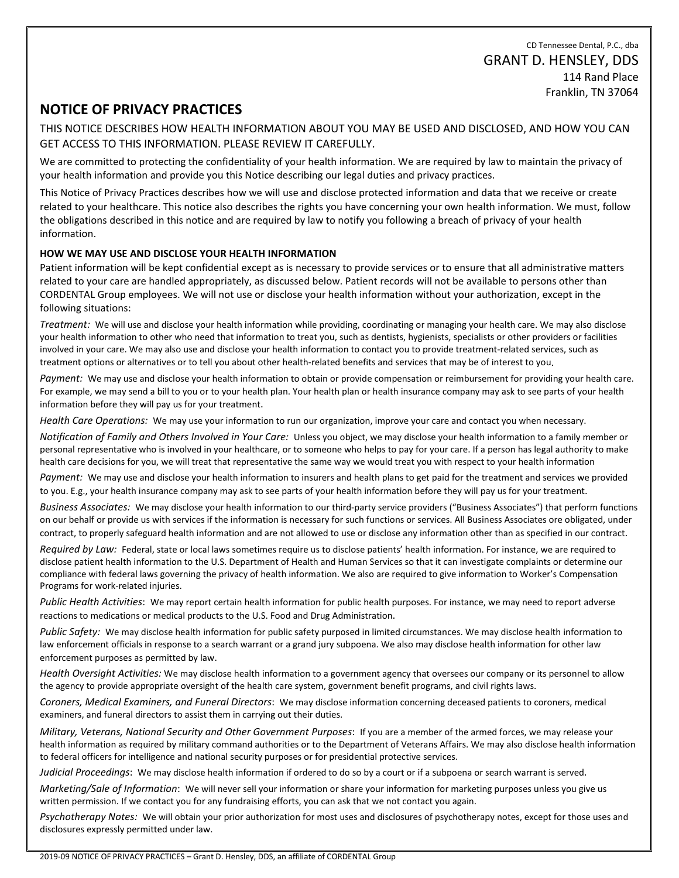CD Tennessee Dental, P.C., dba

GRANT D. HENSLEY, DDS

114 Rand Place

Franklin, TN 37064

## NOTICE OF PRIVACY PRACTICES

THIS NOTICE DESCRIBES HOW HEALTH INFORMATION ABOUT YOU MAY BE USED AND DISCLOSED, AND HOW YOU CAN GET ACCESS TO THIS INFORMATION. PLEASE REVIEW IT CAREFULLY.

We are committed to protecting the confidentiality of your health information. We are required by law to maintain the privacy of your health information and provide you this Notice describing our legal duties and privacy practices.

This Notice of Privacy Practices describes how we will use and disclose protected information and data that we receive or create related to your healthcare. This notice also describes the rights you have concerning your own health information. We must, follow the obligations described in this notice and are required by law to notify you following a breach of privacy of your health information.

**HOW WE MAY USE AND DISCLOSE YOUR HEALTH INFORMATION**

Patient information will be kept confidential except as is necessary to provide services or to ensure that all administrative matters related to your care are handled appropriately, as discussed below. Patient records will not be available to persons other than CORDENTAL Group employees. We will not use or disclose your health information without your authorization, except in the following situations:

*Treatment:* We will use and disclose your health information while providing, coordinating or managing your health care. We may also disclose your health information to other who need that information to treat you, such as dentists, hygienists, specialists or other providers or facilities involved in your care. We may also use and disclose your health information to contact you to provide treatment-related services, such as treatment options or alternatives or to tell you about other health-related benefits and services that may be of interest to you.

*Payment:* We may use and disclose your health information to obtain or provide compensation or reimbursement for providing your health care. For example, we may send a bill to you or to your health plan. Your health plan or health insurance company may ask to see parts of your health information before they will pay us for your treatment.

*Health Care Operations:* We may use your information to run our organization, improve your care and contact you when necessary.

*Notification of Family and Others Involved in Your Care:* Unless you object, we may disclose your health information to a family member or personal representative who is involved in your healthcare, or to someone who helps to pay for your care. If a person has legal authority to make health care decisions for you, we will treat that representative the same way we would treat you with respect to your health information

*Payment:* We may use and disclose your health information to insurers and health plans to get paid for the treatment and services we provided to you. E.g., your health insurance company may ask to see parts of your health information before they will pay us for your treatment.

*Business Associates:* We may disclose your health information to our third-party service providers ("Business Associates") that perform functions on our behalf or provide us with services if the information is necessary for such functions or services. All Business Associates ore obligated, under contract, to properly safeguard health information and are not allowed to use or disclose any information other than as specified in our contract.

*Required by Law:* Federal, state or local laws sometimes require us to disclose patients' health information. For instance, we are required to disclose patient health information to the U.S. Department of Health and Human Services so that it can investigate complaints or determine our compliance with federal laws governing the privacy of health information. We also are required to give information to Worker's Compensation Programs for work-related injuries.

*Public Health Activities*: We may report certain health information for public health purposes. For instance, we may need to report adverse reactions to medications or medical products to the U.S. Food and Drug Administration.

*Public Safety:* We may disclose health information for public safety purposed in limited circumstances. We may disclose health information to law enforcement officials in response to a search warrant or a grand jury subpoena. We also may disclose health information for other law enforcement purposes as permitted by law.

*Health Oversight Activities:* We may disclose health information to a government agency that oversees our company or its personnel to allow the agency to provide appropriate oversight of the health care system, government benefit programs, and civil rights laws.

*Coroners, Medical Examiners, and Funeral Directors*: We may disclose information concerning deceased patients to coroners, medical examiners, and funeral directors to assist them in carrying out their duties.

*Military, Veterans, National Security and Other Government Purposes*: If you are a member of the armed forces, we may release your health information as required by military command authorities or to the Department of Veterans Affairs. We may also disclose health information to federal officers for intelligence and national security purposes or for presidential protective services.

*Judicial Proceedings*: We may disclose health information if ordered to do so by a court or if a subpoena or search warrant is served.

*Marketing/Sale of Information*: We will never sell your information or share your information for marketing purposes unless you give us written permission. If we contact you for any fundraising efforts, you can ask that we not contact you again.

*Psychotherapy Notes:* We will obtain your prior authorization for most uses and disclosures of psychotherapy notes, except for those uses and disclosures expressly permitted under law.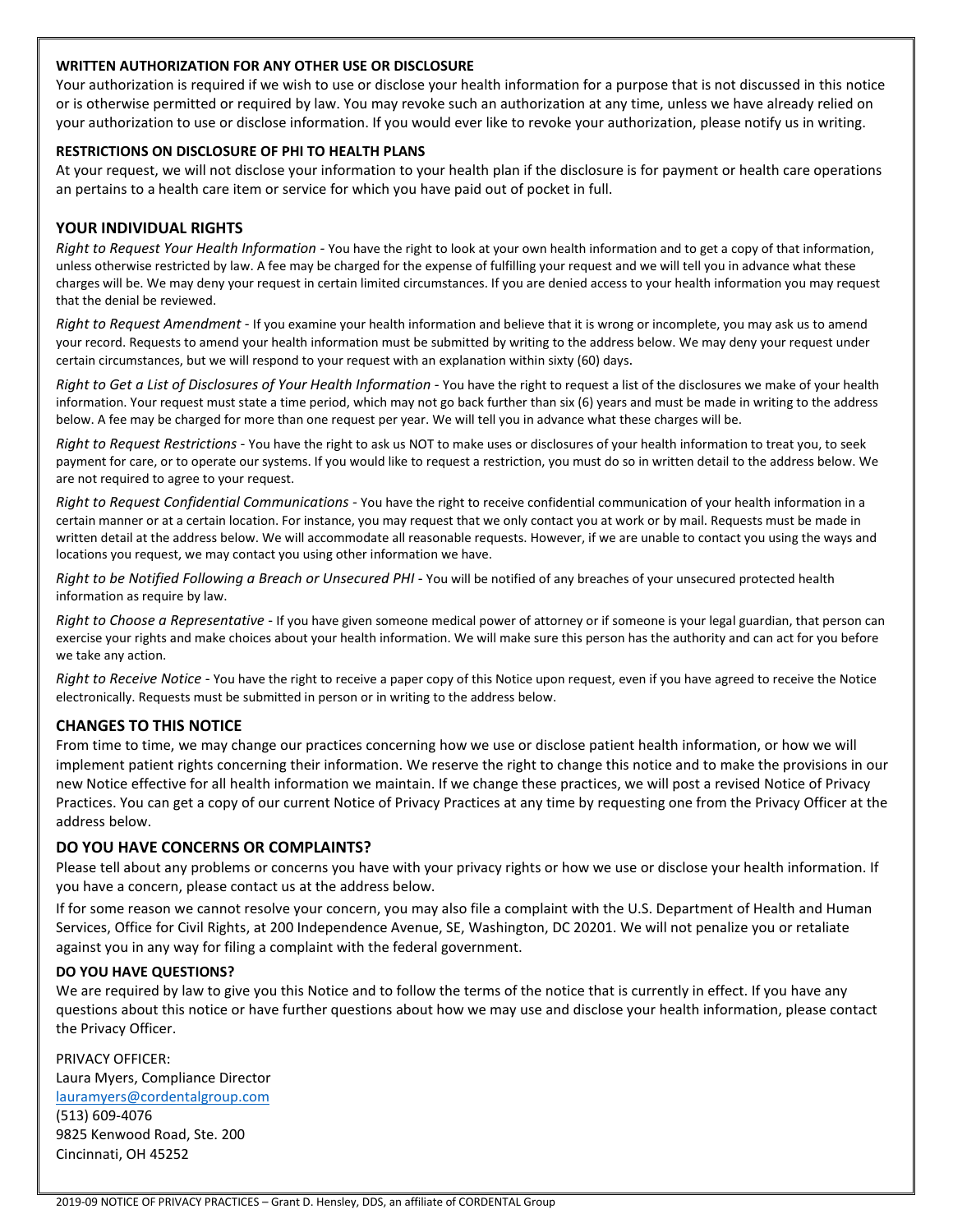### WRITTEN AUTHORIZATION FOR ANY OTHER USE OR DISCLOSURE

Your authorization is required if we wish to use or disclose your health information for a purpose that is not discussed in this notice or is otherwise permitted or required by law. You may revoke such an authorization at any time, unless we have already relied on your authorization to use or disclose information. If you would ever like to revoke your authorization, please notify us in writing.

### RESTRICTIONS ON DISCLOSURE OF PHI TO HEALTH PLANS

At your request, we will not disclose your information to your health plan if the disclosure is for payment or health care operations an pertains to a health care item or service for which you have paid out of pocket in full.

## YOUR INDIVIDUAL RIGHTS

*Right to Request Your Health Information* - You have the right to look at your own health information and to get a copy of that information, unless otherwise restricted by law. A fee may be charged for the expense of fulfilling your request and we will tell you in advance what these charges will be. We may deny your request in certain limited circumstances. If you are denied access to your health information you may request that the denial be reviewed.

*Right to Request Amendment* - If you examine your health information and believe that it is wrong or incomplete, you may ask us to amend your record. Requests to amend your health information must be submitted by writing to the address below. We may deny your request under certain circumstances, but we will respond to your request with an explanation within sixty (60) days.

*Right to Get a List of Disclosures of Your Health Information* - You have the right to request a list of the disclosures we make of your health information. Your request must state a time period, which may not go back further than six (6) years and must be made in writing to the address below. A fee may be charged for more than one request per year. We will tell you in advance what these charges will be.

*Right to Request Restrictions* - You have the right to ask us NOT to make uses or disclosures of your health information to treat you, to seek payment for care, or to operate our systems. If you would like to request a restriction, you must do so in written detail to the address below. We are not required to agree to your request.

*Right to Request Confidential Communications* - You have the right to receive confidential communication of your health information in a certain manner or at a certain location. For instance, you may request that we only contact you at work or by mail. Requests must be made in written detail at the address below. We will accommodate all reasonable requests. However, if we are unable to contact you using the ways and locations you request, we may contact you using other information we have.

*Right to be Notified Following a Breach or Unsecured PHI* - You will be notified of any breaches of your unsecured protected health information as require by law.

*Right to Choose a Representative* - If you have given someone medical power of attorney or if someone is your legal guardian, that person can exercise your rights and make choices about your health information. We will make sure this person has the authority and can act for you before we take any action.

*Right to Receive Notice* - You have the right to receive a paper copy of this Notice upon request, even if you have agreed to receive the Notice electronically. Requests must be submitted in person or in writing to the address below.

## CHANGES TO THIS NOTICE

From time to time, we may change our practices concerning how we use or disclose patient health information, or how we will implement patient rights concerning their information. We reserve the right to change this notice and to make the provisions in our new Notice effective for all health information we maintain. If we change these practices, we will post a revised Notice of Privacy Practices. You can get a copy of our current Notice of Privacy Practices at any time by requesting one from the Privacy Officer at the address below.

## DO YOU HAVE CONCERNS OR COMPLAINTS?

Please tell about any problems or concerns you have with your privacy rights or how we use or disclose your health information. If you have a concern, please contact us at the address below.

If for some reason we cannot resolve your concern, you may also file a complaint with the U.S. Department of Health and Human Services, Office for Civil Rights, at 200 Independence Avenue, SE, Washington, DC 20201. We will not penalize you or retaliate against you in any way for filing a complaint with the federal government.

### DO YOU HAVE QUESTIONS?

We are required by law to give you this Notice and to follow the terms of the notice that is currently in effect. If you have any questions about this notice or have further questions about how we may use and disclose your health information, please contact the Privacy Officer.

PRIVACY OFFICER:
Laura Myers, Compliance Director
lauramyers@cordentalgroup.com
(513) 609-4076
9825 Kenwood Road, Ste. 200
Cincinnati, OH 45252

2019-09 NOTICE OF PRIVACY PRACTICES – Grant D. Hensley, DDS, an affiliate of CORDENTAL Group